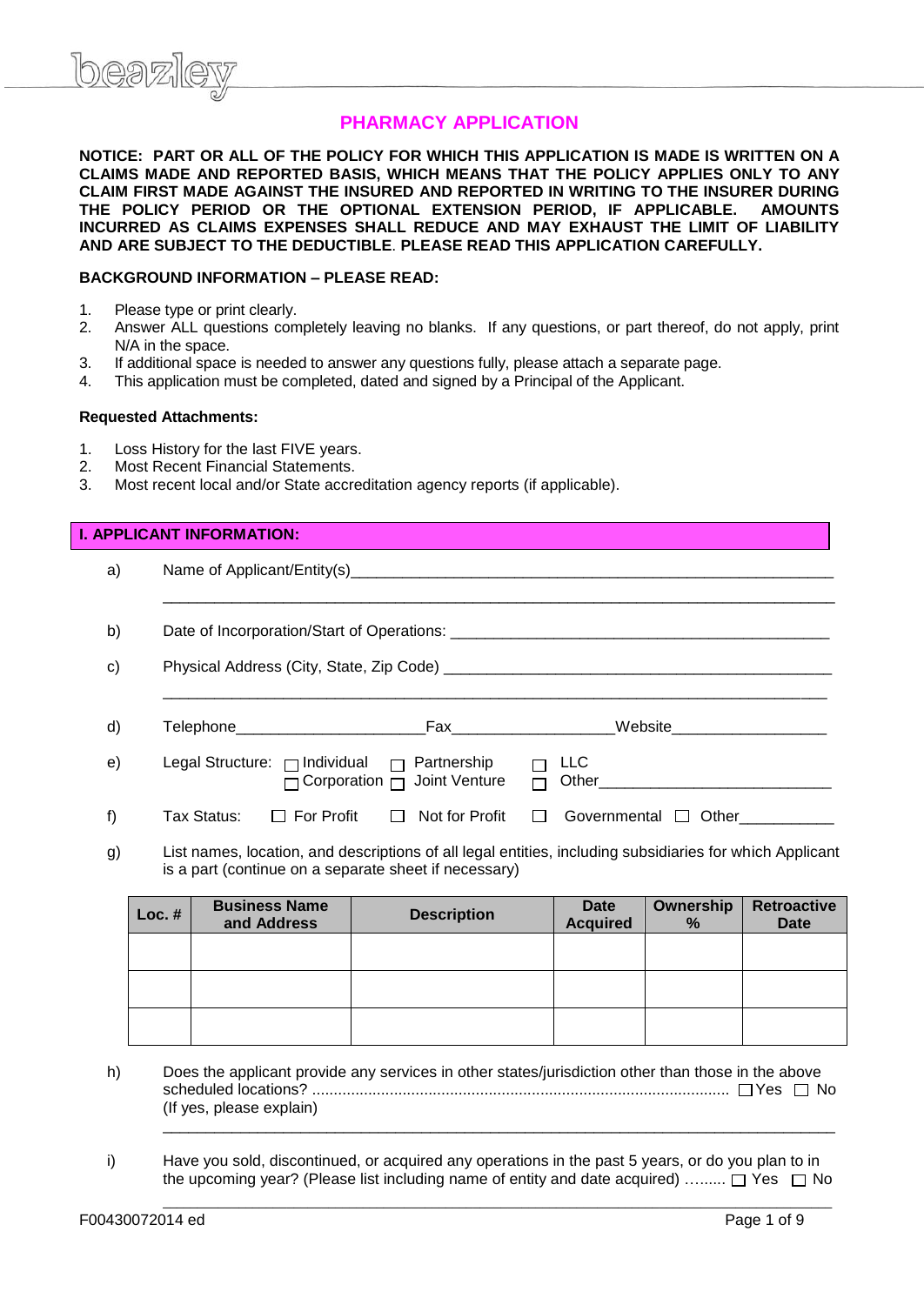# PHARMACY APPLICATION

**NOTICE: PART OR ALL OF THE POLICY FOR WHICH THIS APPLICATION IS MADE IS WRITTEN ON A CLAIMS MADE AND REPORTED BASIS, WHICH MEANS THAT THE POLICY APPLIES ONLY TO ANY CLAIM FIRST MADE AGAINST THE INSURED AND REPORTED IN WRITING TO THE INSURER DURING THE POLICY PERIOD OR THE OPTIONAL EXTENSION PERIOD, IF APPLICABLE. AMOUNTS INCURRED AS CLAIMS EXPENSES SHALL REDUCE AND MAY EXHAUST THE LIMIT OF LIABILITY AND ARE SUBJECT TO THE DEDUCTIBLE. PLEASE READ THIS APPLICATION CAREFULLY.**

**BACKGROUND INFORMATION – PLEASE READ:**

1. Please type or print clearly.
2. Answer ALL questions completely leaving no blanks. If any questions, or part thereof, do not apply, print N/A in the space.
3. If additional space is needed to answer any questions fully, please attach a separate page.
4. This application must be completed, dated and signed by a Principal of the Applicant.

**Requested Attachments:**

1. Loss History for the last FIVE years.
2. Most Recent Financial Statements.
3. Most recent local and/or State accreditation agency reports (if applicable).

## I. APPLICANT INFORMATION:

a) Name of Applicant/Entity(s)_______________________________________________

_______________________________________________________________________

b) Date of Incorporation/Start of Operations: ___________________________________

c) Physical Address (City, State, Zip Code) ____________________________________

_______________________________________________________________________

d) Telephone_____________________ Fax__________________ Website__________________

e) Legal Structure: ☐ Individual ☐ Partnership ☐ LLC ☐ Corporation ☐ Joint Venture ☐ Other___________________________

f) Tax Status: ☐ For Profit ☐ Not for Profit ☐ Governmental ☐ Other___________

g) List names, location, and descriptions of all legal entities, including subsidiaries for which Applicant is a part (continue on a separate sheet if necessary)

| Loc. # | Business Name and Address | Description | Date Acquired | Ownership % | Retroactive Date |
|---|---|---|---|---|---|
| | | | | | |
| | | | | | |
| | | | | | |

h) Does the applicant provide any services in other states/jurisdiction other than those in the above scheduled locations? ........................................................................................ ☐ Yes ☐ No
(If yes, please explain)

_______________________________________________________________________

i) Have you sold, discontinued, or acquired any operations in the past 5 years, or do you plan to in the upcoming year? (Please list including name of entity and date acquired) ……... ☐ Yes ☐ No

_______________________________________________________________________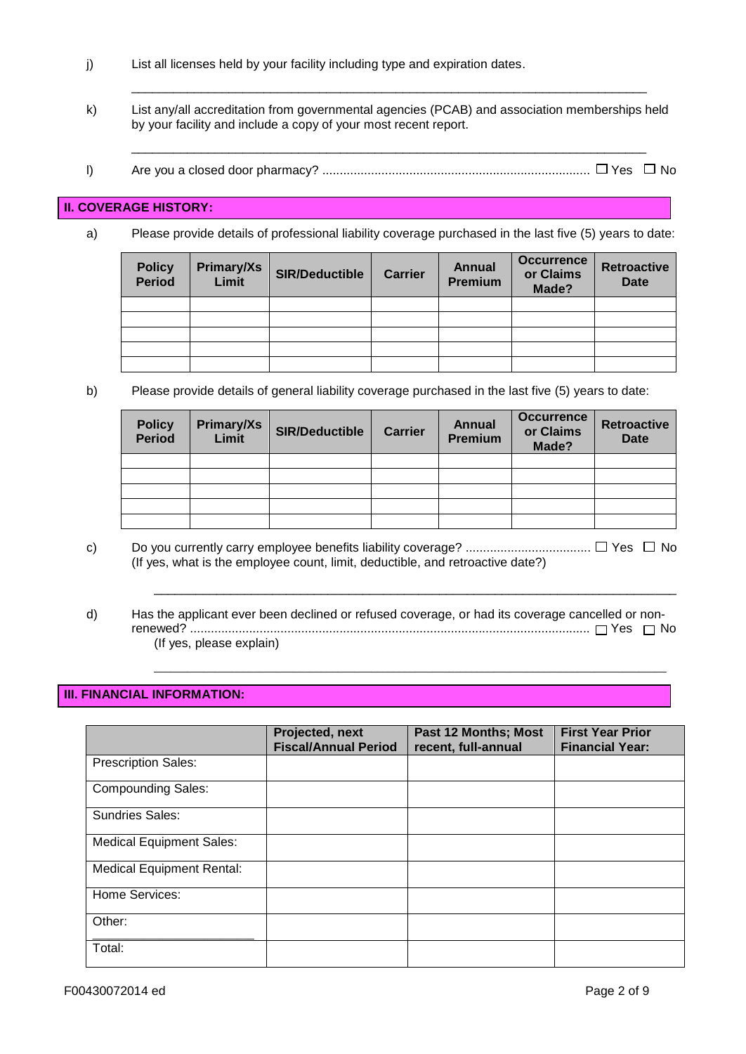j) List all licenses held by your facility including type and expiration dates.

_______________________________________________________________________________

k) List any/all accreditation from governmental agencies (PCAB) and association memberships held by your facility and include a copy of your most recent report.

_______________________________________________________________________________

l) Are you a closed door pharmacy? ............................................................................ ☐ Yes ☐ No

## II. COVERAGE HISTORY:

a) Please provide details of professional liability coverage purchased in the last five (5) years to date:

| Policy Period | Primary/Xs Limit | SIR/Deductible | Carrier | Annual Premium | Occurrence or Claims Made? | Retroactive Date |
|---|---|---|---|---|---|---|
| | | | | | | |
| | | | | | | |
| | | | | | | |
| | | | | | | |
| | | | | | | |

b) Please provide details of general liability coverage purchased in the last five (5) years to date:

| Policy Period | Primary/Xs Limit | SIR/Deductible | Carrier | Annual Premium | Occurrence or Claims Made? | Retroactive Date |
|---|---|---|---|---|---|---|
| | | | | | | |
| | | | | | | |
| | | | | | | |
| | | | | | | |
| | | | | | | |

c) Do you currently carry employee benefits liability coverage? ................................... ☐ Yes ☐ No
(If yes, what is the employee count, limit, deductible, and retroactive date?)

_______________________________________________________________________________

d) Has the applicant ever been declined or refused coverage, or had its coverage cancelled or non-renewed? .................................................................................................................. ☐ Yes ☐ No
(If yes, please explain)

_______________________________________________________________________________

## III. FINANCIAL INFORMATION:

| | Projected, next Fiscal/Annual Period | Past 12 Months; Most recent, full-annual | First Year Prior Financial Year: |
|---|---|---|---|
| Prescription Sales: | | | |
| Compounding Sales: | | | |
| Sundries Sales: | | | |
| Medical Equipment Sales: | | | |
| Medical Equipment Rental: | | | |
| Home Services: | | | |
| Other: ____________________ | | | |
| Total: | | | |

F00430072014 ed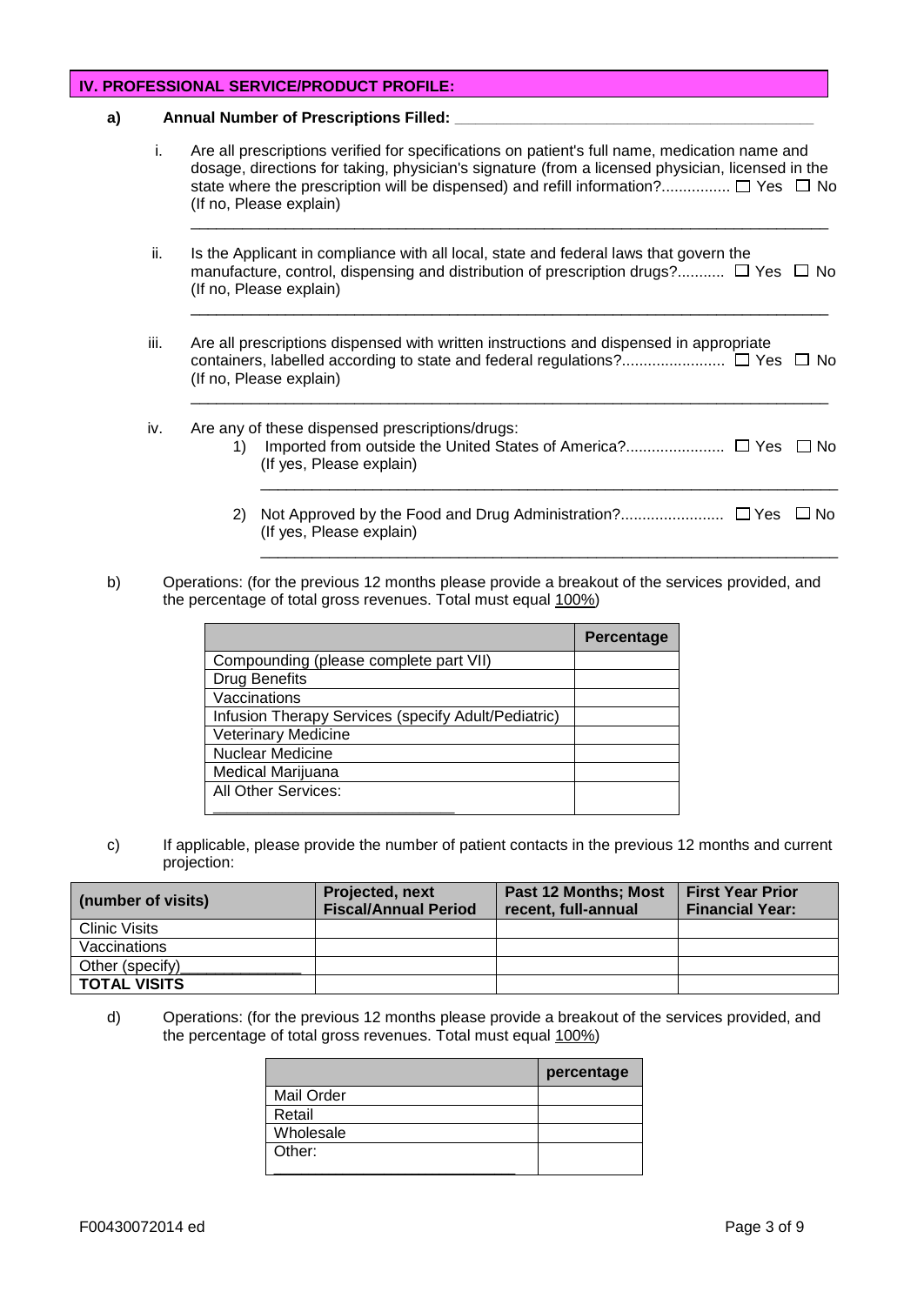## IV. PROFESSIONAL SERVICE/PRODUCT PROFILE:

**a) Annual Number of Prescriptions Filled: ________________________________________**

i. Are all prescriptions verified for specifications on patient's full name, medication name and dosage, directions for taking, physician's signature (from a licensed physician, licensed in the state where the prescription will be dispensed) and refill information?................ ☐ Yes ☐ No
(If no, Please explain)

_____________________________________________________________________________

ii. Is the Applicant in compliance with all local, state and federal laws that govern the manufacture, control, dispensing and distribution of prescription drugs?........... ☐ Yes ☐ No
(If no, Please explain)

_____________________________________________________________________________

iii. Are all prescriptions dispensed with written instructions and dispensed in appropriate containers, labelled according to state and federal regulations?........................ ☐ Yes ☐ No
(If no, Please explain)

_____________________________________________________________________________

iv. Are any of these dispensed prescriptions/drugs:

1) Imported from outside the United States of America?....................... ☐ Yes ☐ No
(If yes, Please explain)

_____________________________________________________________________________

2) Not Approved by the Food and Drug Administration?........................ ☐ Yes ☐ No
(If yes, Please explain)

_____________________________________________________________________________

b) Operations: (for the previous 12 months please provide a breakout of the services provided, and the percentage of total gross revenues. Total must equal 100%)

| | Percentage |
|---|---|
| Compounding (please complete part VII) | |
| Drug Benefits | |
| Vaccinations | |
| Infusion Therapy Services (specify Adult/Pediatric) | |
| Veterinary Medicine | |
| Nuclear Medicine | |
| Medical Marijuana | |
| All Other Services: ____________________________ | |

c) If applicable, please provide the number of patient contacts in the previous 12 months and current projection:

| (number of visits) | Projected, next Fiscal/Annual Period | Past 12 Months; Most recent, full-annual | First Year Prior Financial Year: |
|---|---|---|---|
| Clinic Visits | | | |
| Vaccinations | | | |
| Other (specify)______________ | | | |
| **TOTAL VISITS** | | | |

d) Operations: (for the previous 12 months please provide a breakout of the services provided, and the percentage of total gross revenues. Total must equal 100%)

| | percentage |
|---|---|
| Mail Order | |
| Retail | |
| Wholesale | |
| Other: ____________________________ | |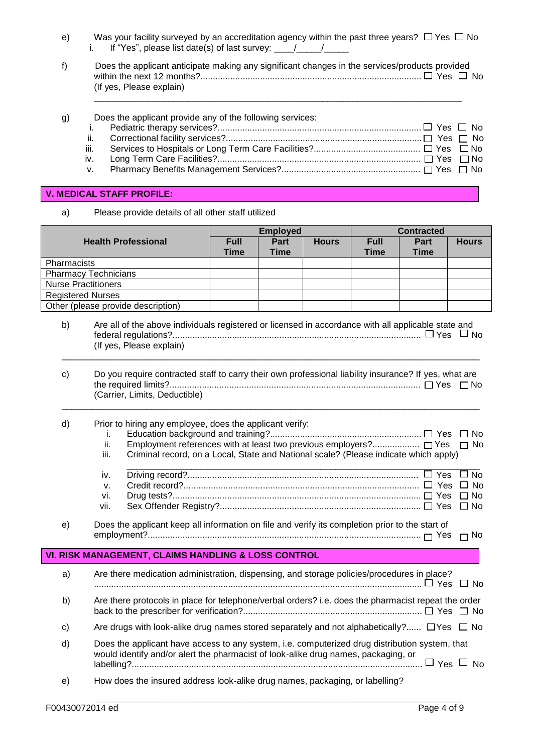e) Was your facility surveyed by an accreditation agency within the past three years? ☐ Yes ☐ No

   i. If "Yes", please list date(s) of last survey: ____/_____/_____

f) Does the applicant anticipate making any significant changes in the services/products provided within the next 12 months?........................................................................................ ☐ Yes ☐ No
   (If yes, Please explain)

   ______________________________________________________________________________

g) Does the applicant provide any of the following services:

   i. Pediatric therapy services?................................................................................ ☐ Yes ☐ No
   ii. Correctional facility services?.............................................................................. ☐ Yes ☐ No
   iii. Services to Hospitals or Long Term Care Facilities?........................................... ☐ Yes ☐ No
   iv. Long Term Care Facilities?................................................................................. ☐ Yes ☐ No
   v. Pharmacy Benefits Management Services?....................................................... ☐ Yes ☐ No

## V. MEDICAL STAFF PROFILE:

a) Please provide details of all other staff utilized

| Health Professional | Employed | | | Contracted | | |
|---|---|---|---|---|---|---|
| | Full Time | Part Time | Hours | Full Time | Part Time | Hours |
| Pharmacists | | | | | | |
| Pharmacy Technicians | | | | | | |
| Nurse Practitioners | | | | | | |
| Registered Nurses | | | | | | |
| Other (please provide description) | | | | | | |

b) Are all of the above individuals registered or licensed in accordance with all applicable state and federal regulations?.................................................................................................... ☐ Yes ☐ No
   (If yes, Please explain)

   ______________________________________________________________________________

c) Do you require contracted staff to carry their own professional liability insurance? If yes, what are the required limits?..................................................................................................... ☐ Yes ☐ No
   (Carrier, Limits, Deductible)

   ______________________________________________________________________________

d) Prior to hiring any employee, does the applicant verify:

   i. Education background and training?............................................................ ☐ Yes ☐ No
   ii. Employment references with at least two previous employers?.................. ☐ Yes ☐ No
   iii. Criminal record, on a Local, State and National scale? (Please indicate which apply)

   ______________________________________________________________________________

   iv. Driving record?........................................................................................... ☐ Yes ☐ No
   v. Credit record?.............................................................................................. ☐ Yes ☐ No
   vi. Drug tests?.................................................................................................. ☐ Yes ☐ No
   vii. Sex Offender Registry?................................................................................ ☐ Yes ☐ No

e) Does the applicant keep all information on file and verify its completion prior to the start of employment?............................................................................................................. ☐ Yes ☐ No

## VI. RISK MANAGEMENT, CLAIMS HANDLING & LOSS CONTROL

a) Are there medication administration, dispensing, and storage policies/procedures in place? ...................................................................................................................................... ☐ Yes ☐ No

b) Are there protocols in place for telephone/verbal orders? i.e. does the pharmacist repeat the order back to the prescriber for verification?....................................................................... ☐ Yes ☐ No

c) Are drugs with look-alike drug names stored separately and not alphabetically?...... ☐ Yes ☐ No

d) Does the applicant have access to any system, i.e. computerized drug distribution system, that would identify and/or alert the pharmacist of look-alike drug names, packaging, or labelling?..................................................................................................................... ☐ Yes ☐ No

e) How does the insured address look-alike drug names, packaging, or labelling?

   ______________________________________________________________________________

F00430072014 ed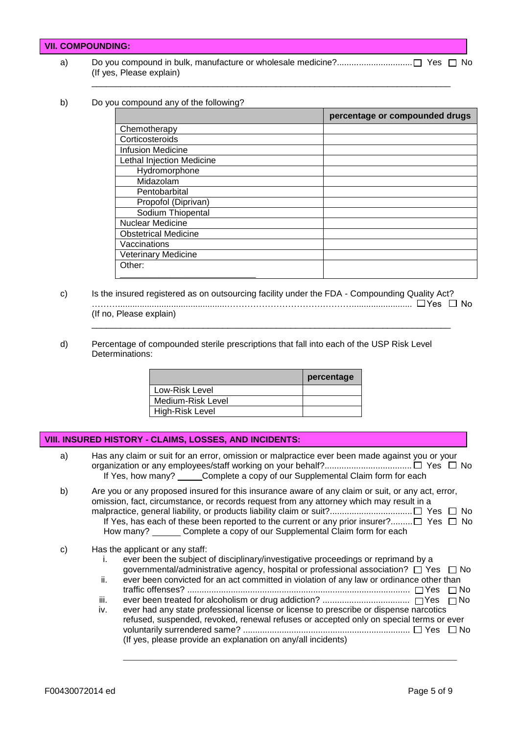## VII. COMPOUNDING:

a) Do you compound in bulk, manufacture or wholesale medicine?.............................. ☐ Yes ☐ No
(If yes, Please explain)

\_\_\_\_\_\_\_\_\_\_\_\_\_\_\_\_\_\_\_\_\_\_\_\_\_\_\_\_\_\_\_\_\_\_\_\_\_\_\_\_\_\_\_\_\_\_\_\_\_\_\_\_\_\_\_\_\_\_\_\_\_\_\_\_\_\_\_\_\_\_\_\_

b) Do you compound any of the following?

| | percentage or compounded drugs |
|---|---|
| Chemotherapy | |
| Corticosteroids | |
| Infusion Medicine | |
| Lethal Injection Medicine | |
| Hydromorphone | |
| Midazolam | |
| Pentobarbital | |
| Propofol (Diprivan) | |
| Sodium Thiopental | |
| Nuclear Medicine | |
| Obstetrical Medicine | |
| Vaccinations | |
| Veterinary Medicine | |
| Other: \_\_\_\_\_\_\_\_\_\_\_\_\_\_\_\_\_\_\_\_\_\_\_\_ | |

c) Is the insured registered as on outsourcing facility under the FDA - Compounding Quality Act? ............................................................................................................ ☐ Yes ☐ No
(If no, Please explain)

\_\_\_\_\_\_\_\_\_\_\_\_\_\_\_\_\_\_\_\_\_\_\_\_\_\_\_\_\_\_\_\_\_\_\_\_\_\_\_\_\_\_\_\_\_\_\_\_\_\_\_\_\_\_\_\_\_\_\_\_\_\_\_\_\_\_\_\_\_\_\_\_

d) Percentage of compounded sterile prescriptions that fall into each of the USP Risk Level Determinations:

| | percentage |
|---|---|
| Low-Risk Level | |
| Medium-Risk Level | |
| High-Risk Level | |

## VIII. INSURED HISTORY - CLAIMS, LOSSES, AND INCIDENTS:

a) Has any claim or suit for an error, omission or malpractice ever been made against you or your organization or any employees/staff working on your behalf?.................................... ☐ Yes ☐ No
If Yes, how many? \_\_\_\_\_ Complete a copy of our Supplemental Claim form for each

b) Are you or any proposed insured for this insurance aware of any claim or suit, or any act, error, omission, fact, circumstance, or records request from any attorney which may result in a malpractice, general liability, or products liability claim or suit?................................. ☐ Yes ☐ No
If Yes, has each of these been reported to the current or any prior insurer?......... ☐ Yes ☐ No
How many? \_\_\_\_\_\_ Complete a copy of our Supplemental Claim form for each

c) Has the applicant or any staff:
   i. ever been the subject of disciplinary/investigative proceedings or reprimand by a governmental/administrative agency, hospital or professional association? ☐ Yes ☐ No
   ii. ever been convicted for an act committed in violation of any law or ordinance other than traffic offenses? ........................................................................................... ☐ Yes ☐ No
   iii. ever been treated for alcoholism or drug addiction? .................................... ☐ Yes ☐ No
   iv. ever had any state professional license or license to prescribe or dispense narcotics refused, suspended, revoked, renewal refuses or accepted only on special terms or ever voluntarily surrendered same? ..................................................................... ☐ Yes ☐ No
   (If yes, please provide an explanation on any/all incidents)

\_\_\_\_\_\_\_\_\_\_\_\_\_\_\_\_\_\_\_\_\_\_\_\_\_\_\_\_\_\_\_\_\_\_\_\_\_\_\_\_\_\_\_\_\_\_\_\_\_\_\_\_\_\_\_\_\_\_\_\_\_\_\_\_\_\_\_\_\_\_\_\_

F00430072014 ed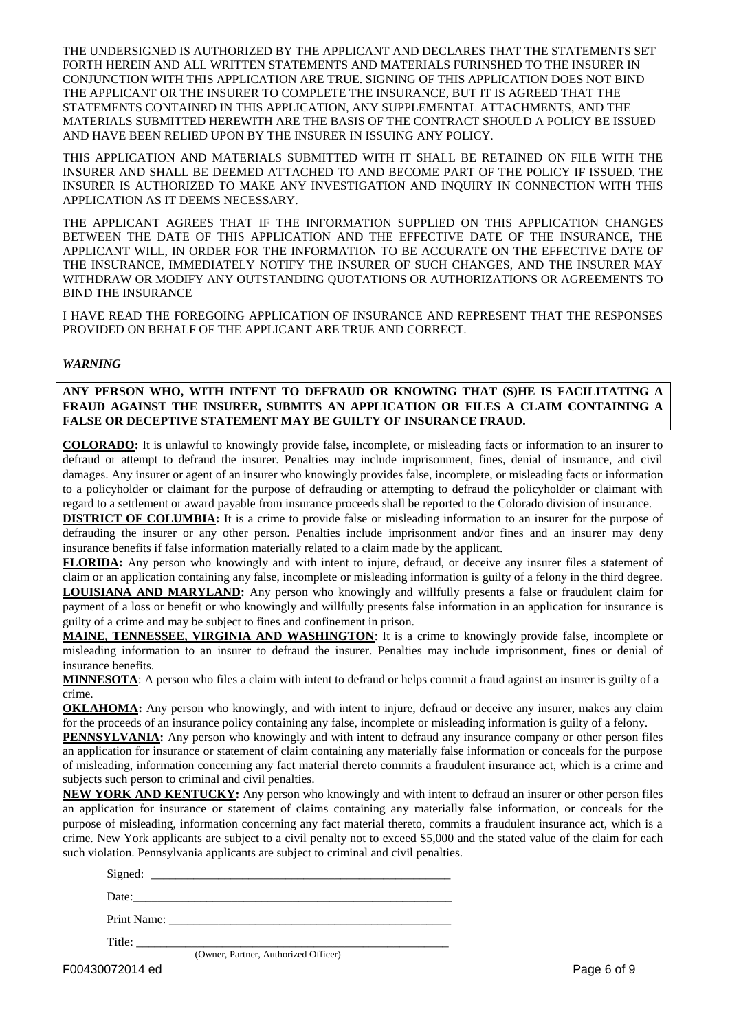THE UNDERSIGNED IS AUTHORIZED BY THE APPLICANT AND DECLARES THAT THE STATEMENTS SET FORTH HEREIN AND ALL WRITTEN STATEMENTS AND MATERIALS FURINSHED TO THE INSURER IN CONJUNCTION WITH THIS APPLICATION ARE TRUE. SIGNING OF THIS APPLICATION DOES NOT BIND THE APPLICANT OR THE INSURER TO COMPLETE THE INSURANCE, BUT IT IS AGREED THAT THE STATEMENTS CONTAINED IN THIS APPLICATION, ANY SUPPLEMENTAL ATTACHMENTS, AND THE MATERIALS SUBMITTED HEREWITH ARE THE BASIS OF THE CONTRACT SHOULD A POLICY BE ISSUED AND HAVE BEEN RELIED UPON BY THE INSURER IN ISSUING ANY POLICY.

THIS APPLICATION AND MATERIALS SUBMITTED WITH IT SHALL BE RETAINED ON FILE WITH THE INSURER AND SHALL BE DEEMED ATTACHED TO AND BECOME PART OF THE POLICY IF ISSUED. THE INSURER IS AUTHORIZED TO MAKE ANY INVESTIGATION AND INQUIRY IN CONNECTION WITH THIS APPLICATION AS IT DEEMS NECESSARY.

THE APPLICANT AGREES THAT IF THE INFORMATION SUPPLIED ON THIS APPLICATION CHANGES BETWEEN THE DATE OF THIS APPLICATION AND THE EFFECTIVE DATE OF THE INSURANCE, THE APPLICANT WILL, IN ORDER FOR THE INFORMATION TO BE ACCURATE ON THE EFFECTIVE DATE OF THE INSURANCE, IMMEDIATELY NOTIFY THE INSURER OF SUCH CHANGES, AND THE INSURER MAY WITHDRAW OR MODIFY ANY OUTSTANDING QUOTATIONS OR AUTHORIZATIONS OR AGREEMENTS TO BIND THE INSURANCE

I HAVE READ THE FOREGOING APPLICATION OF INSURANCE AND REPRESENT THAT THE RESPONSES PROVIDED ON BEHALF OF THE APPLICANT ARE TRUE AND CORRECT.

***WARNING***

**ANY PERSON WHO, WITH INTENT TO DEFRAUD OR KNOWING THAT (S)HE IS FACILITATING A FRAUD AGAINST THE INSURER, SUBMITS AN APPLICATION OR FILES A CLAIM CONTAINING A FALSE OR DECEPTIVE STATEMENT MAY BE GUILTY OF INSURANCE FRAUD.**

**COLORADO:** It is unlawful to knowingly provide false, incomplete, or misleading facts or information to an insurer to defraud or attempt to defraud the insurer. Penalties may include imprisonment, fines, denial of insurance, and civil damages. Any insurer or agent of an insurer who knowingly provides false, incomplete, or misleading facts or information to a policyholder or claimant for the purpose of defrauding or attempting to defraud the policyholder or claimant with regard to a settlement or award payable from insurance proceeds shall be reported to the Colorado division of insurance.

**DISTRICT OF COLUMBIA:** It is a crime to provide false or misleading information to an insurer for the purpose of defrauding the insurer or any other person. Penalties include imprisonment and/or fines and an insurer may deny insurance benefits if false information materially related to a claim made by the applicant.

**FLORIDA:** Any person who knowingly and with intent to injure, defraud, or deceive any insurer files a statement of claim or an application containing any false, incomplete or misleading information is guilty of a felony in the third degree.

**LOUISIANA AND MARYLAND:** Any person who knowingly and willfully presents a false or fraudulent claim for payment of a loss or benefit or who knowingly and willfully presents false information in an application for insurance is guilty of a crime and may be subject to fines and confinement in prison.

**MAINE, TENNESSEE, VIRGINIA AND WASHINGTON**: It is a crime to knowingly provide false, incomplete or misleading information to an insurer to defraud the insurer. Penalties may include imprisonment, fines or denial of insurance benefits.

**MINNESOTA**: A person who files a claim with intent to defraud or helps commit a fraud against an insurer is guilty of a crime.

**OKLAHOMA:** Any person who knowingly, and with intent to injure, defraud or deceive any insurer, makes any claim for the proceeds of an insurance policy containing any false, incomplete or misleading information is guilty of a felony.

**PENNSYLVANIA:** Any person who knowingly and with intent to defraud any insurance company or other person files an application for insurance or statement of claim containing any materially false information or conceals for the purpose of misleading, information concerning any fact material thereto commits a fraudulent insurance act, which is a crime and subjects such person to criminal and civil penalties.

**NEW YORK AND KENTUCKY:** Any person who knowingly and with intent to defraud an insurer or other person files an application for insurance or statement of claims containing any materially false information, or conceals for the purpose of misleading, information concerning any fact material thereto, commits a fraudulent insurance act, which is a crime. New York applicants are subject to a civil penalty not to exceed $5,000 and the stated value of the claim for each such violation. Pennsylvania applicants are subject to criminal and civil penalties.

Signed: ____________________________________________________

Date: ______________________________________________________

Print Name: _________________________________________________

Title: ______________________________________________________
(Owner, Partner, Authorized Officer)

F00430072014 ed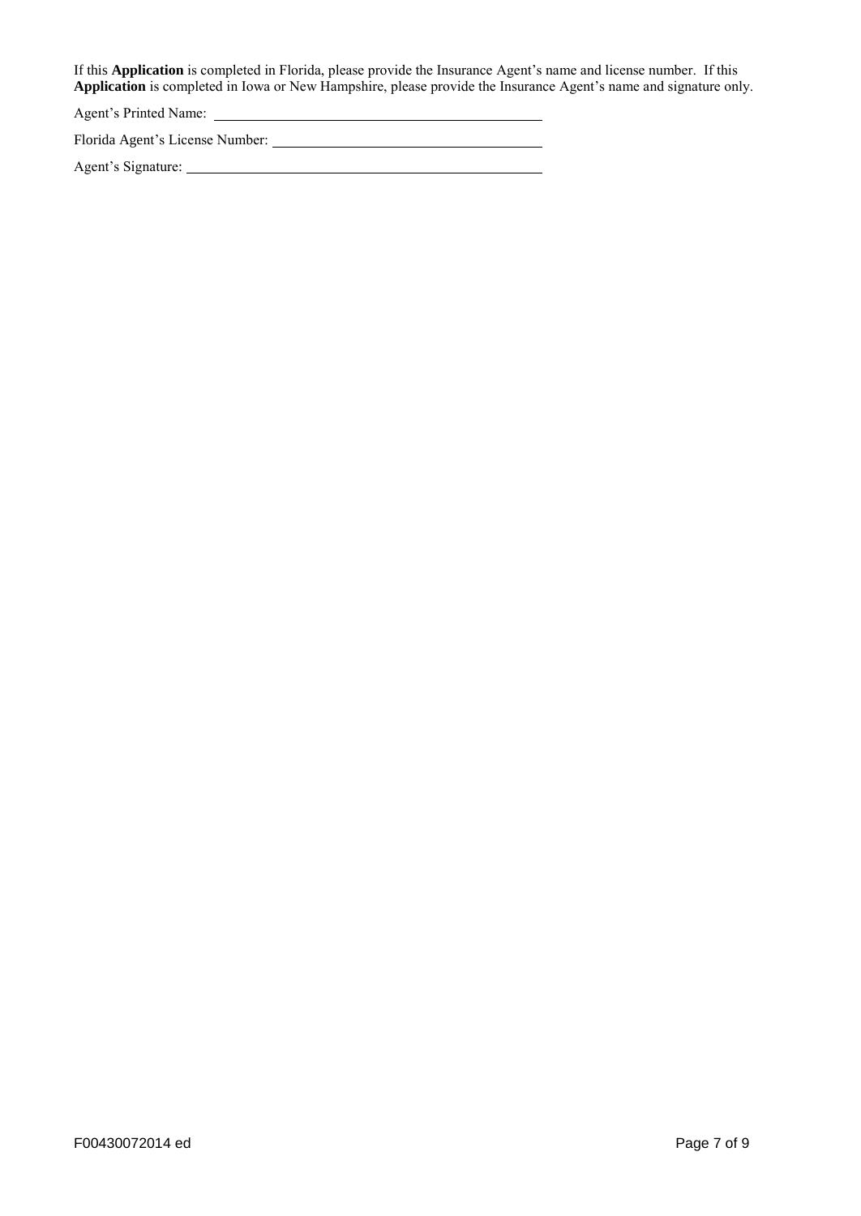If this **Application** is completed in Florida, please provide the Insurance Agent's name and license number. If this **Application** is completed in Iowa or New Hampshire, please provide the Insurance Agent's name and signature only.

Agent's Printed Name: ______________________________

Florida Agent's License Number: ______________________________

Agent's Signature: ______________________________

F00430072014 ed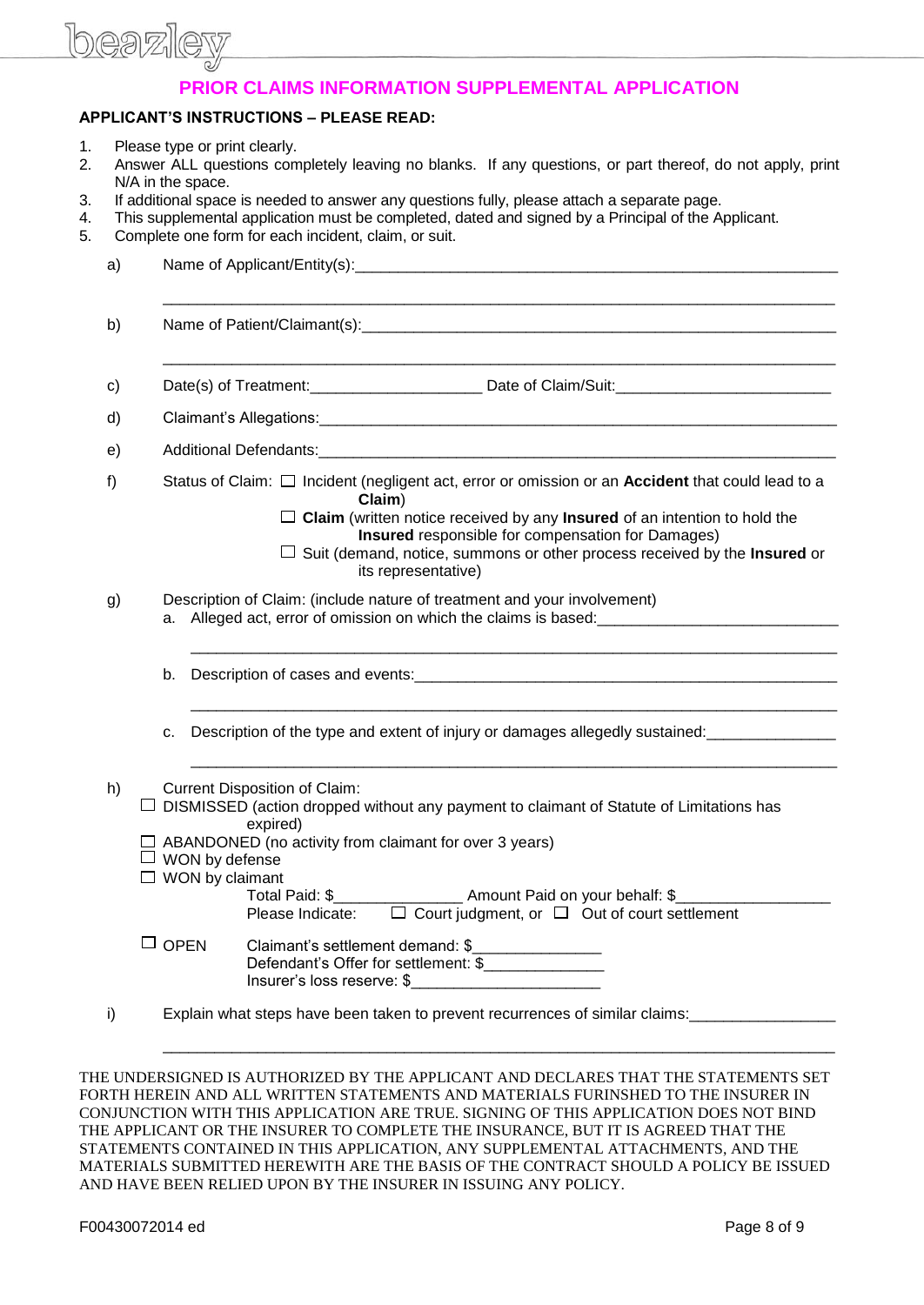# PRIOR CLAIMS INFORMATION SUPPLEMENTAL APPLICATION

**APPLICANT'S INSTRUCTIONS – PLEASE READ:**

1. Please type or print clearly.
2. Answer ALL questions completely leaving no blanks. If any questions, or part thereof, do not apply, print N/A in the space.
3. If additional space is needed to answer any questions fully, please attach a separate page.
4. This supplemental application must be completed, dated and signed by a Principal of the Applicant.
5. Complete one form for each incident, claim, or suit.

a) Name of Applicant/Entity(s):________________________________________________________

______________________________________________________________________________

b) Name of Patient/Claimant(s):________________________________________________________

______________________________________________________________________________

c) Date(s) of Treatment:____________________ Date of Claim/Suit:_________________________

d) Claimant's Allegations:_____________________________________________________________

e) Additional Defendants:_____________________________________________________________

f) Status of Claim:
- ☐ Incident (negligent act, error or omission or an **Accident** that could lead to a **Claim**)
- ☐ **Claim** (written notice received by any **Insured** of an intention to hold the **Insured** responsible for compensation for Damages)
- ☐ Suit (demand, notice, summons or other process received by the **Insured** or its representative)

g) Description of Claim: (include nature of treatment and your involvement)

a. Alleged act, error of omission on which the claims is based:____________________________

______________________________________________________________________________

b. Description of cases and events:___________________________________________________

______________________________________________________________________________

c. Description of the type and extent of injury or damages allegedly sustained:_______________

______________________________________________________________________________

h) Current Disposition of Claim:

- ☐ DISMISSED (action dropped without any payment to claimant of Statute of Limitations has expired)
- ☐ ABANDONED (no activity from claimant for over 3 years)
- ☐ WON by defense
- ☐ WON by claimant
  - Total Paid: $_______________ Amount Paid on your behalf: $__________________
  - Please Indicate: ☐ Court judgment, or ☐ Out of court settlement
- ☐ OPEN
  - Claimant's settlement demand: $_______________
  - Defendant's Offer for settlement: $______________
  - Insurer's loss reserve: $______________________

i) Explain what steps have been taken to prevent recurrences of similar claims:_________________

______________________________________________________________________________

THE UNDERSIGNED IS AUTHORIZED BY THE APPLICANT AND DECLARES THAT THE STATEMENTS SET FORTH HEREIN AND ALL WRITTEN STATEMENTS AND MATERIALS FURINSHED TO THE INSURER IN CONJUNCTION WITH THIS APPLICATION ARE TRUE. SIGNING OF THIS APPLICATION DOES NOT BIND THE APPLICANT OR THE INSURER TO COMPLETE THE INSURANCE, BUT IT IS AGREED THAT THE STATEMENTS CONTAINED IN THIS APPLICATION, ANY SUPPLEMENTAL ATTACHMENTS, AND THE MATERIALS SUBMITTED HEREWITH ARE THE BASIS OF THE CONTRACT SHOULD A POLICY BE ISSUED AND HAVE BEEN RELIED UPON BY THE INSURER IN ISSUING ANY POLICY.

F00430072014 ed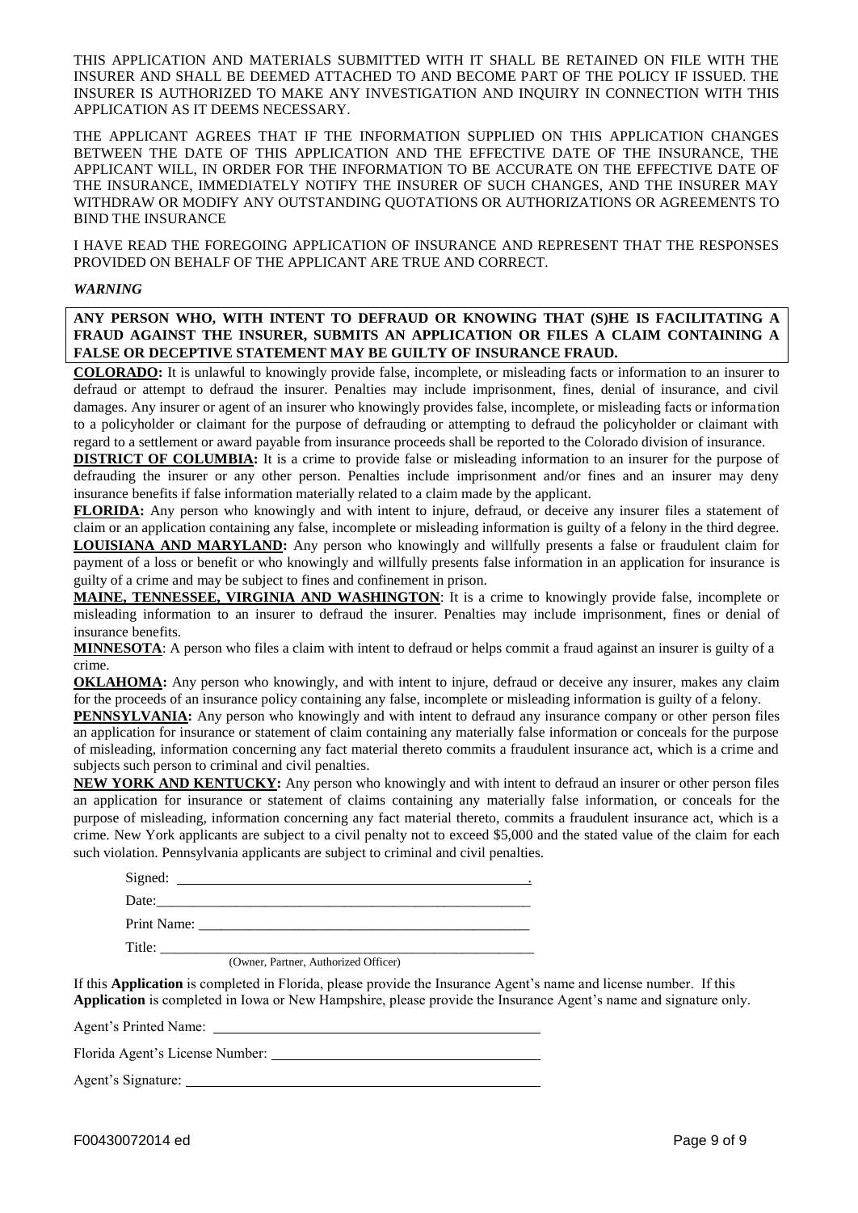THIS APPLICATION AND MATERIALS SUBMITTED WITH IT SHALL BE RETAINED ON FILE WITH THE INSURER AND SHALL BE DEEMED ATTACHED TO AND BECOME PART OF THE POLICY IF ISSUED. THE INSURER IS AUTHORIZED TO MAKE ANY INVESTIGATION AND INQUIRY IN CONNECTION WITH THIS APPLICATION AS IT DEEMS NECESSARY.

THE APPLICANT AGREES THAT IF THE INFORMATION SUPPLIED ON THIS APPLICATION CHANGES BETWEEN THE DATE OF THIS APPLICATION AND THE EFFECTIVE DATE OF THE INSURANCE, THE APPLICANT WILL, IN ORDER FOR THE INFORMATION TO BE ACCURATE ON THE EFFECTIVE DATE OF THE INSURANCE, IMMEDIATELY NOTIFY THE INSURER OF SUCH CHANGES, AND THE INSURER MAY WITHDRAW OR MODIFY ANY OUTSTANDING QUOTATIONS OR AUTHORIZATIONS OR AGREEMENTS TO BIND THE INSURANCE

I HAVE READ THE FOREGOING APPLICATION OF INSURANCE AND REPRESENT THAT THE RESPONSES PROVIDED ON BEHALF OF THE APPLICANT ARE TRUE AND CORRECT.

***WARNING***

**ANY PERSON WHO, WITH INTENT TO DEFRAUD OR KNOWING THAT (S)HE IS FACILITATING A FRAUD AGAINST THE INSURER, SUBMITS AN APPLICATION OR FILES A CLAIM CONTAINING A FALSE OR DECEPTIVE STATEMENT MAY BE GUILTY OF INSURANCE FRAUD.**

**COLORADO:** It is unlawful to knowingly provide false, incomplete, or misleading facts or information to an insurer to defraud or attempt to defraud the insurer. Penalties may include imprisonment, fines, denial of insurance, and civil damages. Any insurer or agent of an insurer who knowingly provides false, incomplete, or misleading facts or information to a policyholder or claimant for the purpose of defrauding or attempting to defraud the policyholder or claimant with regard to a settlement or award payable from insurance proceeds shall be reported to the Colorado division of insurance.

**DISTRICT OF COLUMBIA:** It is a crime to provide false or misleading information to an insurer for the purpose of defrauding the insurer or any other person. Penalties include imprisonment and/or fines and an insurer may deny insurance benefits if false information materially related to a claim made by the applicant.

**FLORIDA:** Any person who knowingly and with intent to injure, defraud, or deceive any insurer files a statement of claim or an application containing any false, incomplete or misleading information is guilty of a felony in the third degree.

**LOUISIANA AND MARYLAND:** Any person who knowingly and willfully presents a false or fraudulent claim for payment of a loss or benefit or who knowingly and willfully presents false information in an application for insurance is guilty of a crime and may be subject to fines and confinement in prison.

**MAINE, TENNESSEE, VIRGINIA AND WASHINGTON**: It is a crime to knowingly provide false, incomplete or misleading information to an insurer to defraud the insurer. Penalties may include imprisonment, fines or denial of insurance benefits.

**MINNESOTA**: A person who files a claim with intent to defraud or helps commit a fraud against an insurer is guilty of a crime.

**OKLAHOMA:** Any person who knowingly, and with intent to injure, defraud or deceive any insurer, makes any claim for the proceeds of an insurance policy containing any false, incomplete or misleading information is guilty of a felony.

**PENNSYLVANIA:** Any person who knowingly and with intent to defraud any insurance company or other person files an application for insurance or statement of claim containing any materially false information or conceals for the purpose of misleading, information concerning any fact material thereto commits a fraudulent insurance act, which is a crime and subjects such person to criminal and civil penalties.

**NEW YORK AND KENTUCKY:** Any person who knowingly and with intent to defraud an insurer or other person files an application for insurance or statement of claims containing any materially false information, or conceals for the purpose of misleading, information concerning any fact material thereto, commits a fraudulent insurance act, which is a crime. New York applicants are subject to a civil penalty not to exceed $5,000 and the stated value of the claim for each such violation. Pennsylvania applicants are subject to criminal and civil penalties.

Signed: ________________________________________________.

Date: __________________________________________________

Print Name: _____________________________________________

Title: __________________________________________________
(Owner, Partner, Authorized Officer)

If this **Application** is completed in Florida, please provide the Insurance Agent's name and license number. If this **Application** is completed in Iowa or New Hampshire, please provide the Insurance Agent's name and signature only.

Agent's Printed Name: ________________________________________

Florida Agent's License Number: ________________________________

Agent's Signature: ___________________________________________

F00430072014 ed